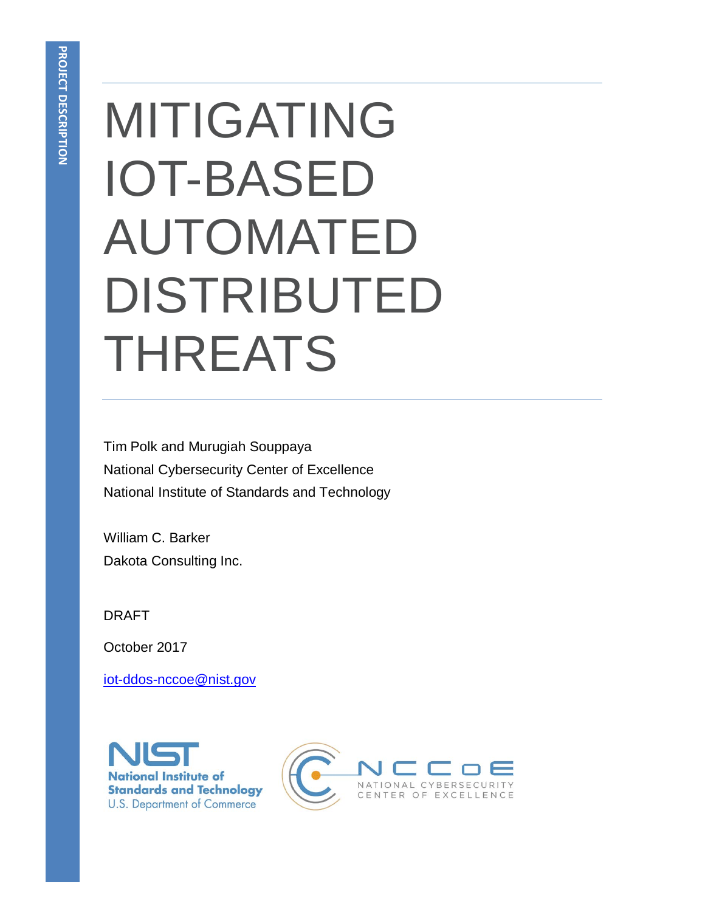PROJECT DESCRIPTION

# MITIGATING IOT-BASED AUTOMATED DISTRIBUTED THREATS

Tim Polk and Murugiah Souppaya
National Cybersecurity Center of Excellence
National Institute of Standards and Technology

William C. Barker
Dakota Consulting Inc.

DRAFT

October 2017

iot-ddos-nccoe@nist.gov

National Institute of Standards and Technology
U.S. Department of Commerce

NATIONAL CYBERSECURITY CENTER OF EXCELLENCE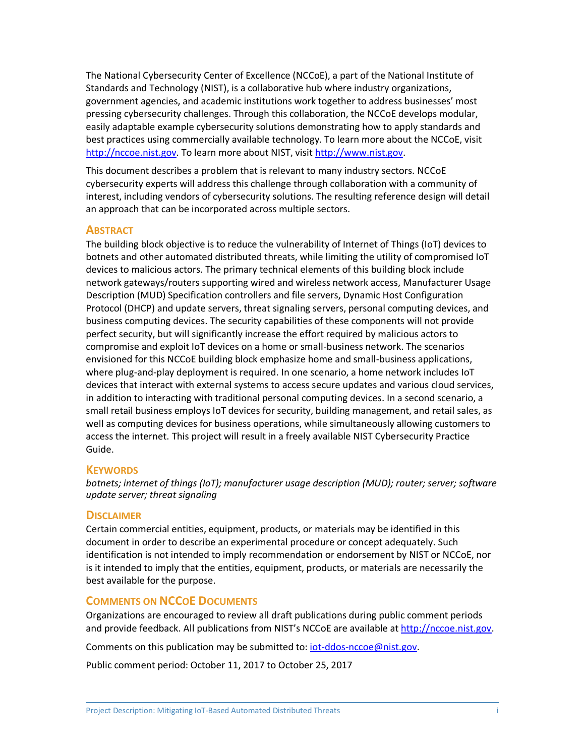The National Cybersecurity Center of Excellence (NCCoE), a part of the National Institute of Standards and Technology (NIST), is a collaborative hub where industry organizations, government agencies, and academic institutions work together to address businesses' most pressing cybersecurity challenges. Through this collaboration, the NCCoE develops modular, easily adaptable example cybersecurity solutions demonstrating how to apply standards and best practices using commercially available technology. To learn more about the NCCoE, visit [http://nccoe.nist.gov](http://nccoe.nist.gov). To learn more about NIST, visit [http://www.nist.gov](http://www.nist.gov).

This document describes a problem that is relevant to many industry sectors. NCCoE cybersecurity experts will address this challenge through collaboration with a community of interest, including vendors of cybersecurity solutions. The resulting reference design will detail an approach that can be incorporated across multiple sectors.

## Abstract

The building block objective is to reduce the vulnerability of Internet of Things (IoT) devices to botnets and other automated distributed threats, while limiting the utility of compromised IoT devices to malicious actors. The primary technical elements of this building block include network gateways/routers supporting wired and wireless network access, Manufacturer Usage Description (MUD) Specification controllers and file servers, Dynamic Host Configuration Protocol (DHCP) and update servers, threat signaling servers, personal computing devices, and business computing devices. The security capabilities of these components will not provide perfect security, but will significantly increase the effort required by malicious actors to compromise and exploit IoT devices on a home or small-business network. The scenarios envisioned for this NCCoE building block emphasize home and small-business applications, where plug-and-play deployment is required. In one scenario, a home network includes IoT devices that interact with external systems to access secure updates and various cloud services, in addition to interacting with traditional personal computing devices. In a second scenario, a small retail business employs IoT devices for security, building management, and retail sales, as well as computing devices for business operations, while simultaneously allowing customers to access the internet. This project will result in a freely available NIST Cybersecurity Practice Guide.

## Keywords

*botnets; internet of things (IoT); manufacturer usage description (MUD); router; server; software update server; threat signaling*

## Disclaimer

Certain commercial entities, equipment, products, or materials may be identified in this document in order to describe an experimental procedure or concept adequately. Such identification is not intended to imply recommendation or endorsement by NIST or NCCoE, nor is it intended to imply that the entities, equipment, products, or materials are necessarily the best available for the purpose.

## Comments on NCCoE Documents

Organizations are encouraged to review all draft publications during public comment periods and provide feedback. All publications from NIST's NCCoE are available at [http://nccoe.nist.gov](http://nccoe.nist.gov).

Comments on this publication may be submitted to: [iot-ddos-nccoe@nist.gov](mailto:iot-ddos-nccoe@nist.gov).

Public comment period: October 11, 2017 to October 25, 2017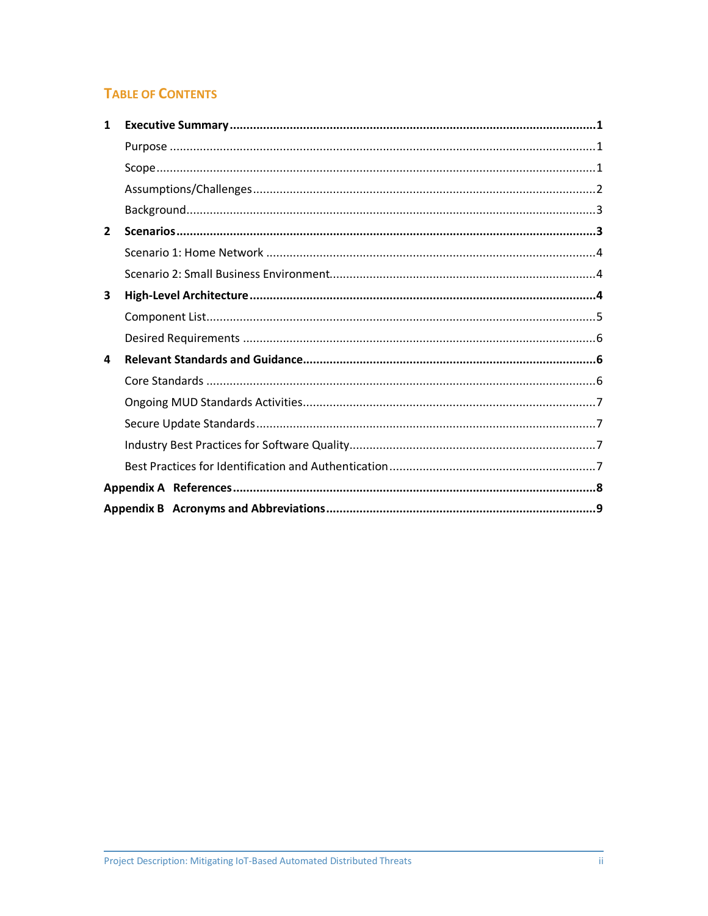## TABLE OF CONTENTS

**1 Executive Summary** .......... **1**

Purpose .......... 1

Scope .......... 1

Assumptions/Challenges .......... 2

Background .......... 3

**2 Scenarios** .......... **3**

Scenario 1: Home Network .......... 4

Scenario 2: Small Business Environment .......... 4

**3 High-Level Architecture** .......... **4**

Component List .......... 5

Desired Requirements .......... 6

**4 Relevant Standards and Guidance** .......... **6**

Core Standards .......... 6

Ongoing MUD Standards Activities .......... 7

Secure Update Standards .......... 7

Industry Best Practices for Software Quality .......... 7

Best Practices for Identification and Authentication .......... 7

**Appendix A References** .......... **8**

**Appendix B Acronyms and Abbreviations** .......... **9**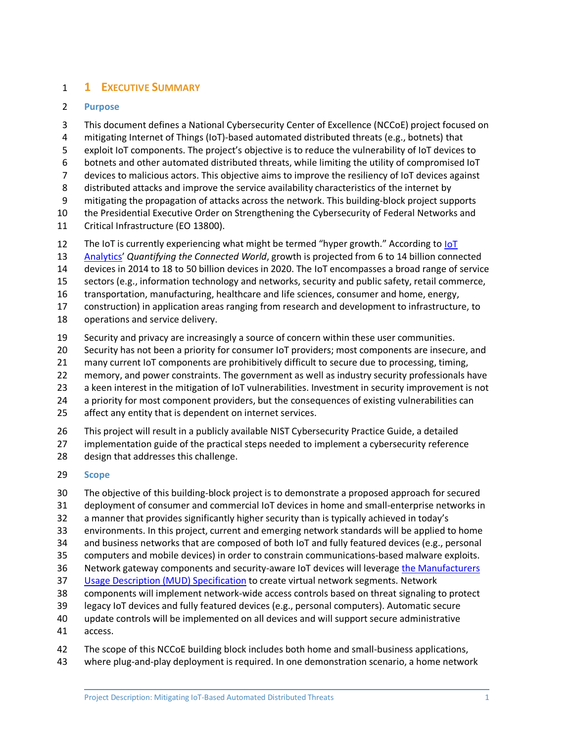# 1 EXECUTIVE SUMMARY

## Purpose

This document defines a National Cybersecurity Center of Excellence (NCCoE) project focused on mitigating Internet of Things (IoT)-based automated distributed threats (e.g., botnets) that exploit IoT components. The project's objective is to reduce the vulnerability of IoT devices to botnets and other automated distributed threats, while limiting the utility of compromised IoT devices to malicious actors. This objective aims to improve the resiliency of IoT devices against distributed attacks and improve the service availability characteristics of the internet by mitigating the propagation of attacks across the network. This building-block project supports the Presidential Executive Order on Strengthening the Cybersecurity of Federal Networks and Critical Infrastructure (EO 13800).

The IoT is currently experiencing what might be termed "hyper growth." According to IoT Analytics' *Quantifying the Connected World*, growth is projected from 6 to 14 billion connected devices in 2014 to 18 to 50 billion devices in 2020. The IoT encompasses a broad range of service sectors (e.g., information technology and networks, security and public safety, retail commerce, transportation, manufacturing, healthcare and life sciences, consumer and home, energy, construction) in application areas ranging from research and development to infrastructure, to operations and service delivery.

Security and privacy are increasingly a source of concern within these user communities. Security has not been a priority for consumer IoT providers; most components are insecure, and many current IoT components are prohibitively difficult to secure due to processing, timing, memory, and power constraints. The government as well as industry security professionals have a keen interest in the mitigation of IoT vulnerabilities. Investment in security improvement is not a priority for most component providers, but the consequences of existing vulnerabilities can affect any entity that is dependent on internet services.

This project will result in a publicly available NIST Cybersecurity Practice Guide, a detailed implementation guide of the practical steps needed to implement a cybersecurity reference design that addresses this challenge.

## Scope

The objective of this building-block project is to demonstrate a proposed approach for secured deployment of consumer and commercial IoT devices in home and small-enterprise networks in a manner that provides significantly higher security than is typically achieved in today's environments. In this project, current and emerging network standards will be applied to home and business networks that are composed of both IoT and fully featured devices (e.g., personal computers and mobile devices) in order to constrain communications-based malware exploits. Network gateway components and security-aware IoT devices will leverage the Manufacturers Usage Description (MUD) Specification to create virtual network segments. Network components will implement network-wide access controls based on threat signaling to protect legacy IoT devices and fully featured devices (e.g., personal computers). Automatic secure update controls will be implemented on all devices and will support secure administrative access.

The scope of this NCCoE building block includes both home and small-business applications, where plug-and-play deployment is required. In one demonstration scenario, a home network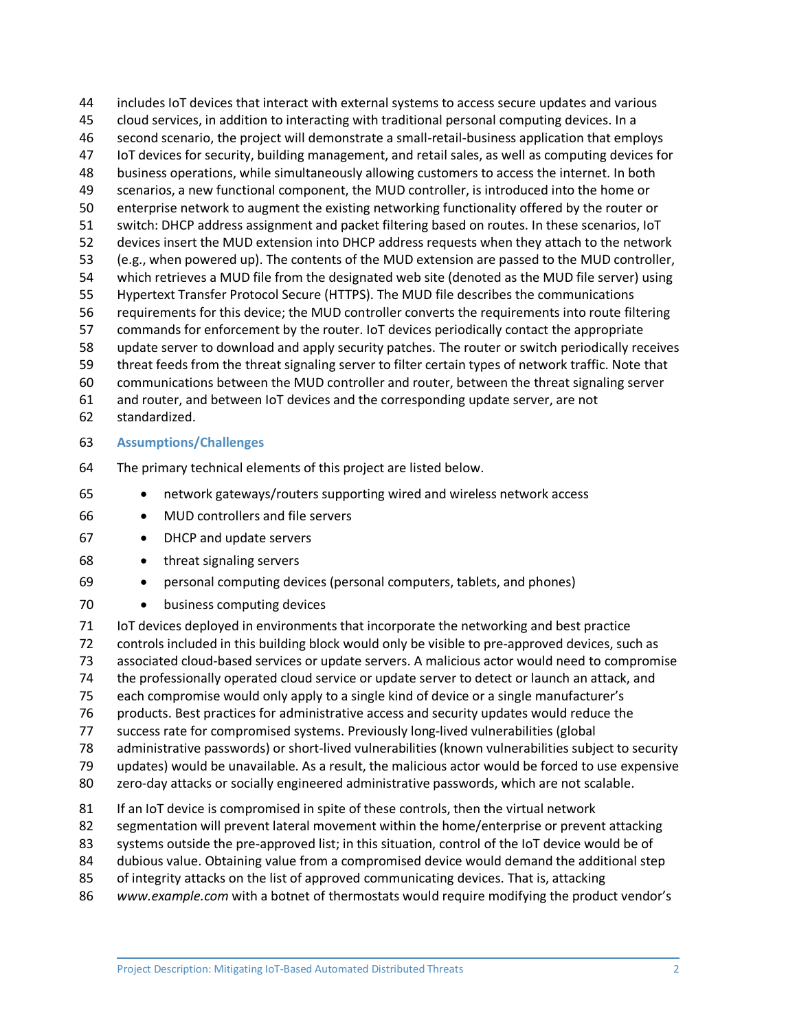includes IoT devices that interact with external systems to access secure updates and various cloud services, in addition to interacting with traditional personal computing devices. In a second scenario, the project will demonstrate a small-retail-business application that employs IoT devices for security, building management, and retail sales, as well as computing devices for business operations, while simultaneously allowing customers to access the internet. In both scenarios, a new functional component, the MUD controller, is introduced into the home or enterprise network to augment the existing networking functionality offered by the router or switch: DHCP address assignment and packet filtering based on routes. In these scenarios, IoT devices insert the MUD extension into DHCP address requests when they attach to the network (e.g., when powered up). The contents of the MUD extension are passed to the MUD controller, which retrieves a MUD file from the designated web site (denoted as the MUD file server) using Hypertext Transfer Protocol Secure (HTTPS). The MUD file describes the communications requirements for this device; the MUD controller converts the requirements into route filtering commands for enforcement by the router. IoT devices periodically contact the appropriate update server to download and apply security patches. The router or switch periodically receives threat feeds from the threat signaling server to filter certain types of network traffic. Note that communications between the MUD controller and router, between the threat signaling server and router, and between IoT devices and the corresponding update server, are not standardized.

### Assumptions/Challenges

The primary technical elements of this project are listed below.

- network gateways/routers supporting wired and wireless network access
- MUD controllers and file servers
- DHCP and update servers
- threat signaling servers
- personal computing devices (personal computers, tablets, and phones)
- business computing devices

IoT devices deployed in environments that incorporate the networking and best practice controls included in this building block would only be visible to pre-approved devices, such as associated cloud-based services or update servers. A malicious actor would need to compromise the professionally operated cloud service or update server to detect or launch an attack, and each compromise would only apply to a single kind of device or a single manufacturer's products. Best practices for administrative access and security updates would reduce the success rate for compromised systems. Previously long-lived vulnerabilities (global administrative passwords) or short-lived vulnerabilities (known vulnerabilities subject to security updates) would be unavailable. As a result, the malicious actor would be forced to use expensive zero-day attacks or socially engineered administrative passwords, which are not scalable.

If an IoT device is compromised in spite of these controls, then the virtual network segmentation will prevent lateral movement within the home/enterprise or prevent attacking systems outside the pre-approved list; in this situation, control of the IoT device would be of dubious value. Obtaining value from a compromised device would demand the additional step of integrity attacks on the list of approved communicating devices. That is, attacking *www.example.com* with a botnet of thermostats would require modifying the product vendor's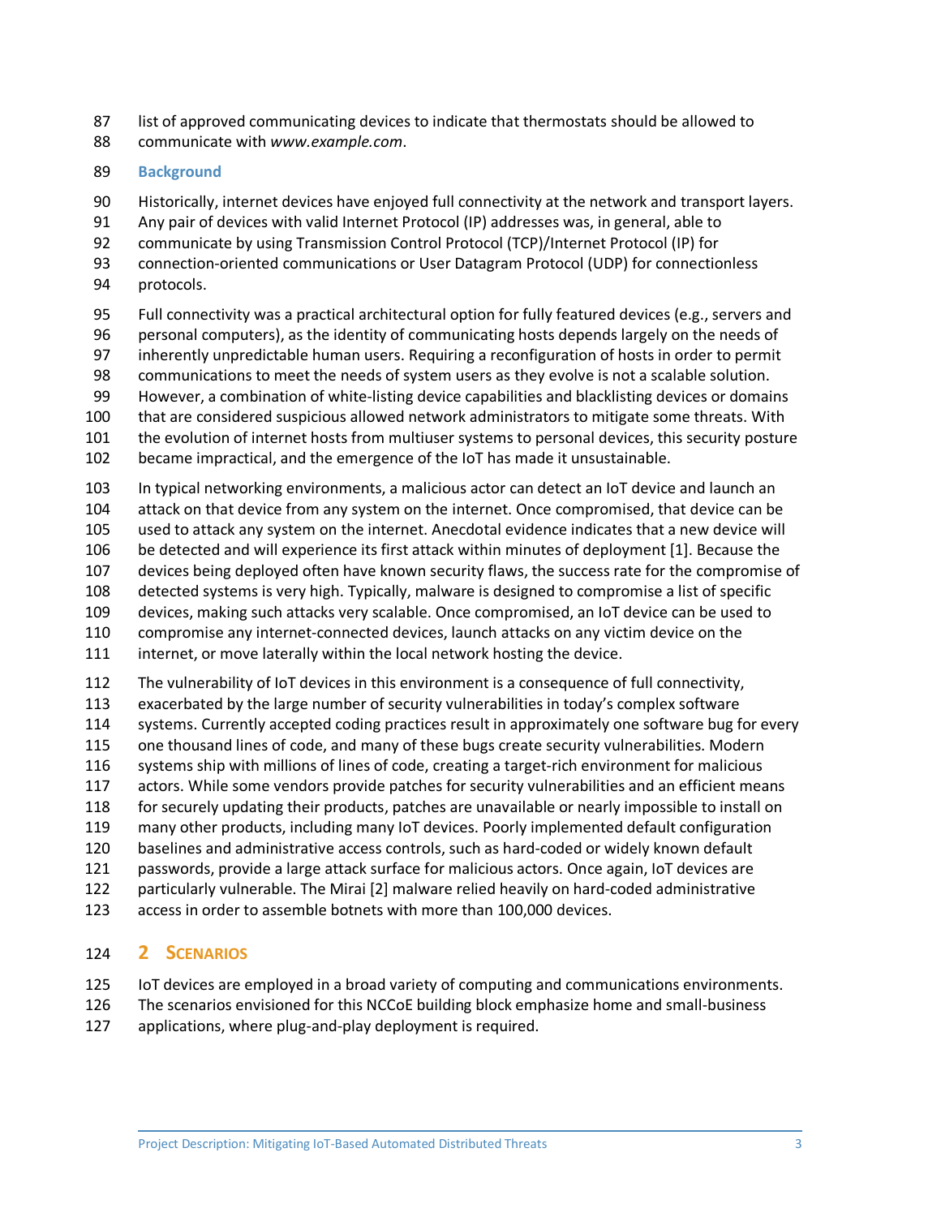list of approved communicating devices to indicate that thermostats should be allowed to communicate with *www.example.com*.

### Background

Historically, internet devices have enjoyed full connectivity at the network and transport layers. Any pair of devices with valid Internet Protocol (IP) addresses was, in general, able to communicate by using Transmission Control Protocol (TCP)/Internet Protocol (IP) for connection-oriented communications or User Datagram Protocol (UDP) for connectionless protocols.

Full connectivity was a practical architectural option for fully featured devices (e.g., servers and personal computers), as the identity of communicating hosts depends largely on the needs of inherently unpredictable human users. Requiring a reconfiguration of hosts in order to permit communications to meet the needs of system users as they evolve is not a scalable solution. However, a combination of white-listing device capabilities and blacklisting devices or domains that are considered suspicious allowed network administrators to mitigate some threats. With the evolution of internet hosts from multiuser systems to personal devices, this security posture became impractical, and the emergence of the IoT has made it unsustainable.

In typical networking environments, a malicious actor can detect an IoT device and launch an attack on that device from any system on the internet. Once compromised, that device can be used to attack any system on the internet. Anecdotal evidence indicates that a new device will be detected and will experience its first attack within minutes of deployment [1]. Because the devices being deployed often have known security flaws, the success rate for the compromise of detected systems is very high. Typically, malware is designed to compromise a list of specific devices, making such attacks very scalable. Once compromised, an IoT device can be used to compromise any internet-connected devices, launch attacks on any victim device on the internet, or move laterally within the local network hosting the device.

The vulnerability of IoT devices in this environment is a consequence of full connectivity, exacerbated by the large number of security vulnerabilities in today's complex software systems. Currently accepted coding practices result in approximately one software bug for every one thousand lines of code, and many of these bugs create security vulnerabilities. Modern systems ship with millions of lines of code, creating a target-rich environment for malicious actors. While some vendors provide patches for security vulnerabilities and an efficient means for securely updating their products, patches are unavailable or nearly impossible to install on many other products, including many IoT devices. Poorly implemented default configuration baselines and administrative access controls, such as hard-coded or widely known default passwords, provide a large attack surface for malicious actors. Once again, IoT devices are particularly vulnerable. The Mirai [2] malware relied heavily on hard-coded administrative access in order to assemble botnets with more than 100,000 devices.

## 2 Scenarios

IoT devices are employed in a broad variety of computing and communications environments. The scenarios envisioned for this NCCoE building block emphasize home and small-business applications, where plug-and-play deployment is required.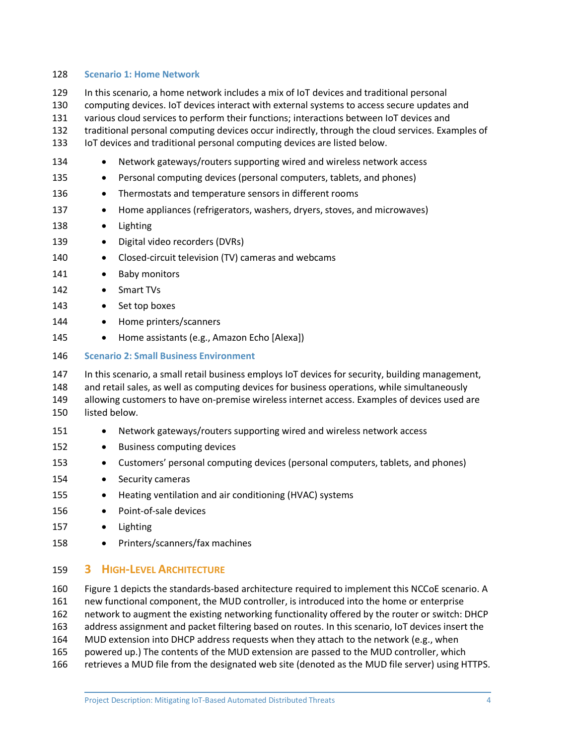### Scenario 1: Home Network

In this scenario, a home network includes a mix of IoT devices and traditional personal computing devices. IoT devices interact with external systems to access secure updates and various cloud services to perform their functions; interactions between IoT devices and traditional personal computing devices occur indirectly, through the cloud services. Examples of IoT devices and traditional personal computing devices are listed below.

- Network gateways/routers supporting wired and wireless network access
- Personal computing devices (personal computers, tablets, and phones)
- Thermostats and temperature sensors in different rooms
- Home appliances (refrigerators, washers, dryers, stoves, and microwaves)
- Lighting
- Digital video recorders (DVRs)
- Closed-circuit television (TV) cameras and webcams
- Baby monitors
- Smart TVs
- Set top boxes
- Home printers/scanners
- Home assistants (e.g., Amazon Echo [Alexa])

### Scenario 2: Small Business Environment

In this scenario, a small retail business employs IoT devices for security, building management, and retail sales, as well as computing devices for business operations, while simultaneously allowing customers to have on-premise wireless internet access. Examples of devices used are listed below.

- Network gateways/routers supporting wired and wireless network access
- Business computing devices
- Customers' personal computing devices (personal computers, tablets, and phones)
- Security cameras
- Heating ventilation and air conditioning (HVAC) systems
- Point-of-sale devices
- Lighting
- Printers/scanners/fax machines

## 3 High-Level Architecture

Figure 1 depicts the standards-based architecture required to implement this NCCoE scenario. A new functional component, the MUD controller, is introduced into the home or enterprise network to augment the existing networking functionality offered by the router or switch: DHCP address assignment and packet filtering based on routes. In this scenario, IoT devices insert the MUD extension into DHCP address requests when they attach to the network (e.g., when powered up.) The contents of the MUD extension are passed to the MUD controller, which retrieves a MUD file from the designated web site (denoted as the MUD file server) using HTTPS.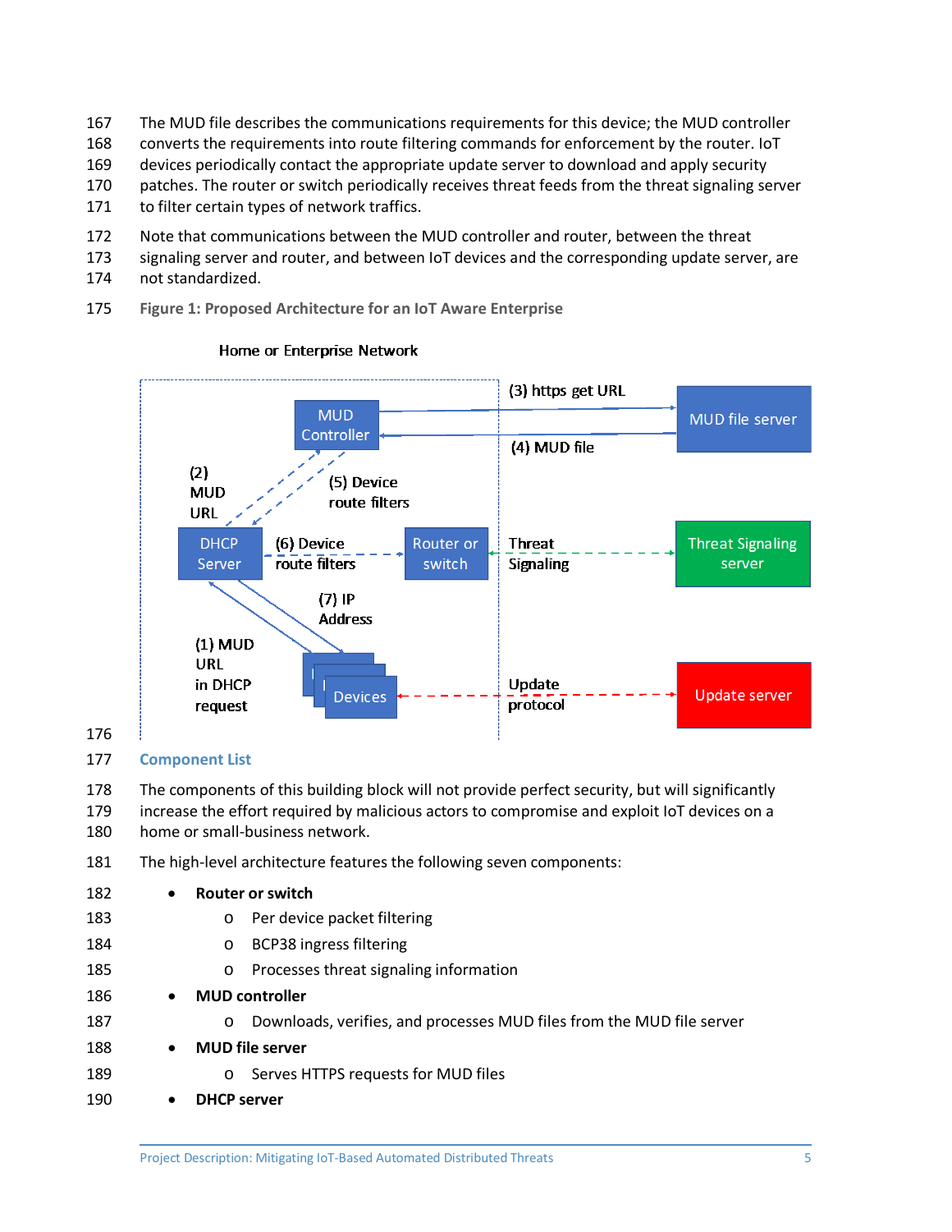The MUD file describes the communications requirements for this device; the MUD controller converts the requirements into route filtering commands for enforcement by the router. IoT devices periodically contact the appropriate update server to download and apply security patches. The router or switch periodically receives threat feeds from the threat signaling server to filter certain types of network traffics.

Note that communications between the MUD controller and router, between the threat signaling server and router, and between IoT devices and the corresponding update server, are not standardized.

**Figure 1: Proposed Architecture for an IoT Aware Enterprise**

## Component List

The components of this building block will not provide perfect security, but will significantly increase the effort required by malicious actors to compromise and exploit IoT devices on a home or small-business network.

The high-level architecture features the following seven components:

- **Router or switch**
  - Per device packet filtering
  - BCP38 ingress filtering
  - Processes threat signaling information
- **MUD controller**
  - Downloads, verifies, and processes MUD files from the MUD file server
- **MUD file server**
  - Serves HTTPS requests for MUD files
- **DHCP server**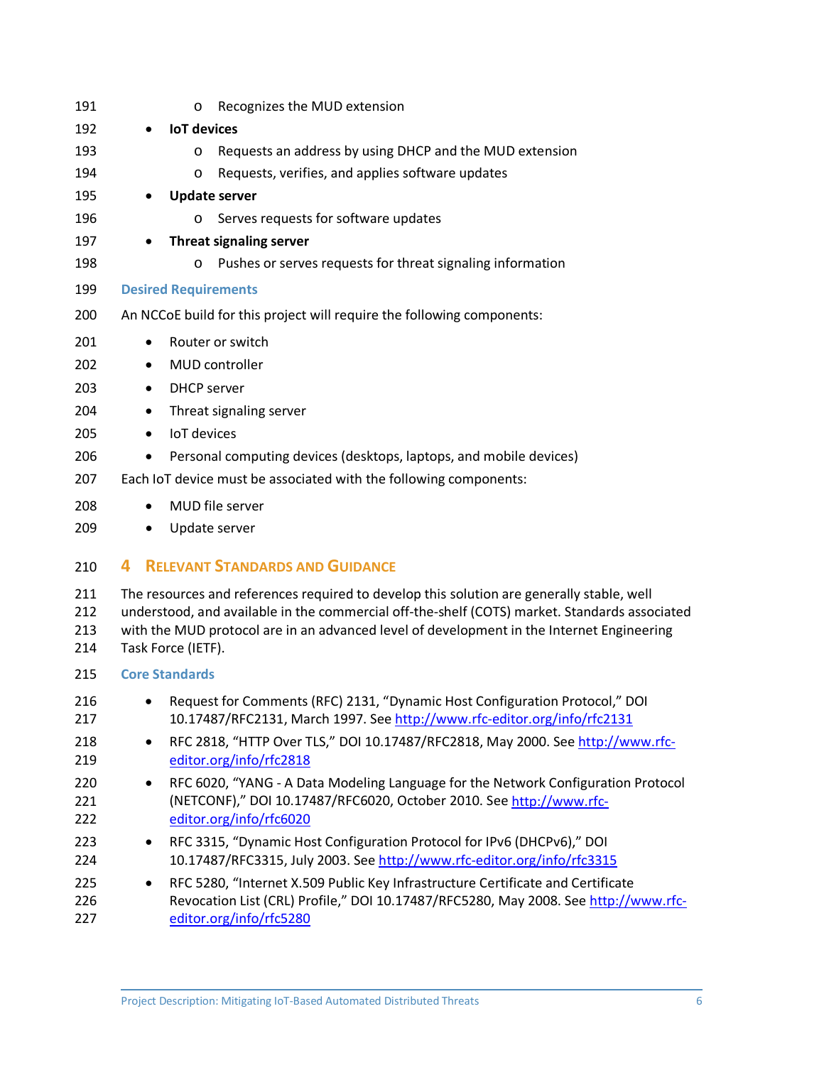- Recognizes the MUD extension
- **IoT devices**
    - Requests an address by using DHCP and the MUD extension
    - Requests, verifies, and applies software updates
- **Update server**
    - Serves requests for software updates
- **Threat signaling server**
    - Pushes or serves requests for threat signaling information

### Desired Requirements

An NCCoE build for this project will require the following components:

- Router or switch
- MUD controller
- DHCP server
- Threat signaling server
- IoT devices
- Personal computing devices (desktops, laptops, and mobile devices)

Each IoT device must be associated with the following components:

- MUD file server
- Update server

## 4 Relevant Standards and Guidance

The resources and references required to develop this solution are generally stable, well understood, and available in the commercial off-the-shelf (COTS) market. Standards associated with the MUD protocol are in an advanced level of development in the Internet Engineering Task Force (IETF).

### Core Standards

- Request for Comments (RFC) 2131, "Dynamic Host Configuration Protocol," DOI 10.17487/RFC2131, March 1997. See http://www.rfc-editor.org/info/rfc2131
- RFC 2818, "HTTP Over TLS," DOI 10.17487/RFC2818, May 2000. See http://www.rfc-editor.org/info/rfc2818
- RFC 6020, "YANG - A Data Modeling Language for the Network Configuration Protocol (NETCONF)," DOI 10.17487/RFC6020, October 2010. See http://www.rfc-editor.org/info/rfc6020
- RFC 3315, "Dynamic Host Configuration Protocol for IPv6 (DHCPv6)," DOI 10.17487/RFC3315, July 2003. See http://www.rfc-editor.org/info/rfc3315
- RFC 5280, "Internet X.509 Public Key Infrastructure Certificate and Certificate Revocation List (CRL) Profile," DOI 10.17487/RFC5280, May 2008. See http://www.rfc-editor.org/info/rfc5280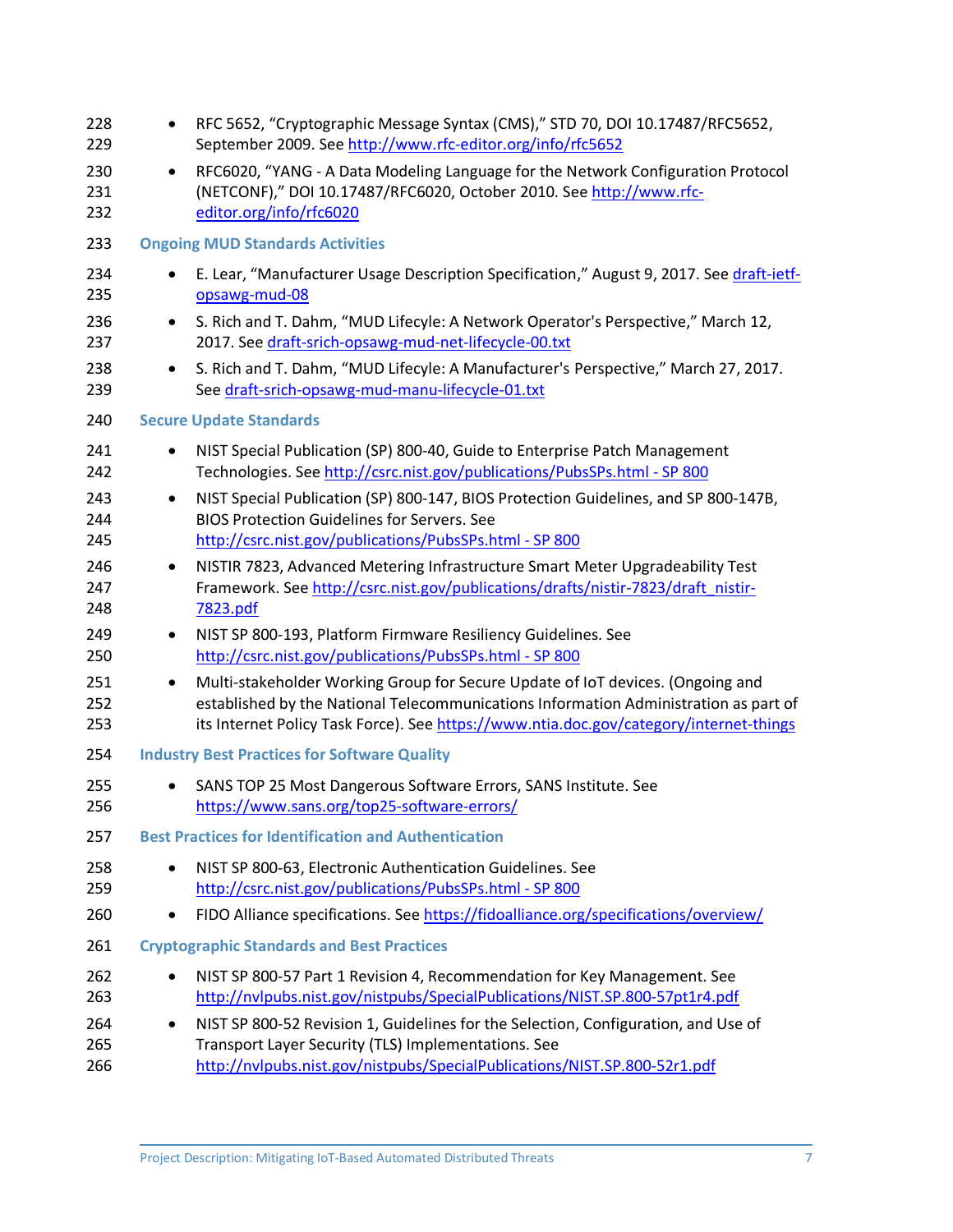- RFC 5652, "Cryptographic Message Syntax (CMS)," STD 70, DOI 10.17487/RFC5652, September 2009. See http://www.rfc-editor.org/info/rfc5652
- RFC6020, "YANG - A Data Modeling Language for the Network Configuration Protocol (NETCONF)," DOI 10.17487/RFC6020, October 2010. See http://www.rfc-editor.org/info/rfc6020

### Ongoing MUD Standards Activities

- E. Lear, "Manufacturer Usage Description Specification," August 9, 2017. See draft-ietf-opsawg-mud-08
- S. Rich and T. Dahm, "MUD Lifecyle: A Network Operator's Perspective," March 12, 2017. See draft-srich-opsawg-mud-net-lifecycle-00.txt
- S. Rich and T. Dahm, "MUD Lifecyle: A Manufacturer's Perspective," March 27, 2017. See draft-srich-opsawg-mud-manu-lifecycle-01.txt

### Secure Update Standards

- NIST Special Publication (SP) 800-40, Guide to Enterprise Patch Management Technologies. See http://csrc.nist.gov/publications/PubsSPs.html - SP 800
- NIST Special Publication (SP) 800-147, BIOS Protection Guidelines, and SP 800-147B, BIOS Protection Guidelines for Servers. See http://csrc.nist.gov/publications/PubsSPs.html - SP 800
- NISTIR 7823, Advanced Metering Infrastructure Smart Meter Upgradeability Test Framework. See http://csrc.nist.gov/publications/drafts/nistir-7823/draft_nistir-7823.pdf
- NIST SP 800-193, Platform Firmware Resiliency Guidelines. See http://csrc.nist.gov/publications/PubsSPs.html - SP 800
- Multi-stakeholder Working Group for Secure Update of IoT devices. (Ongoing and established by the National Telecommunications Information Administration as part of its Internet Policy Task Force). See https://www.ntia.doc.gov/category/internet-things

### Industry Best Practices for Software Quality

- SANS TOP 25 Most Dangerous Software Errors, SANS Institute. See https://www.sans.org/top25-software-errors/

### Best Practices for Identification and Authentication

- NIST SP 800-63, Electronic Authentication Guidelines. See http://csrc.nist.gov/publications/PubsSPs.html - SP 800
- FIDO Alliance specifications. See https://fidoalliance.org/specifications/overview/

### Cryptographic Standards and Best Practices

- NIST SP 800-57 Part 1 Revision 4, Recommendation for Key Management. See http://nvlpubs.nist.gov/nistpubs/SpecialPublications/NIST.SP.800-57pt1r4.pdf
- NIST SP 800-52 Revision 1, Guidelines for the Selection, Configuration, and Use of Transport Layer Security (TLS) Implementations. See http://nvlpubs.nist.gov/nistpubs/SpecialPublications/NIST.SP.800-52r1.pdf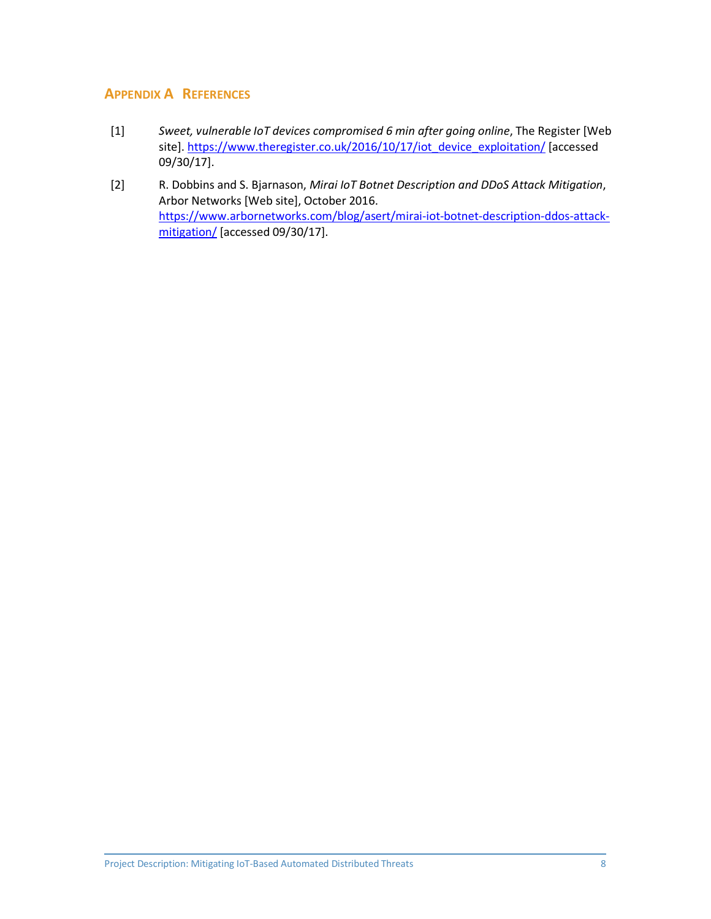# Appendix A References

[1] *Sweet, vulnerable IoT devices compromised 6 min after going online*, The Register [Web site]. https://www.theregister.co.uk/2016/10/17/iot_device_exploitation/ [accessed 09/30/17].

[2] R. Dobbins and S. Bjarnason, *Mirai IoT Botnet Description and DDoS Attack Mitigation*, Arbor Networks [Web site], October 2016. https://www.arbornetworks.com/blog/asert/mirai-iot-botnet-description-ddos-attack-mitigation/ [accessed 09/30/17].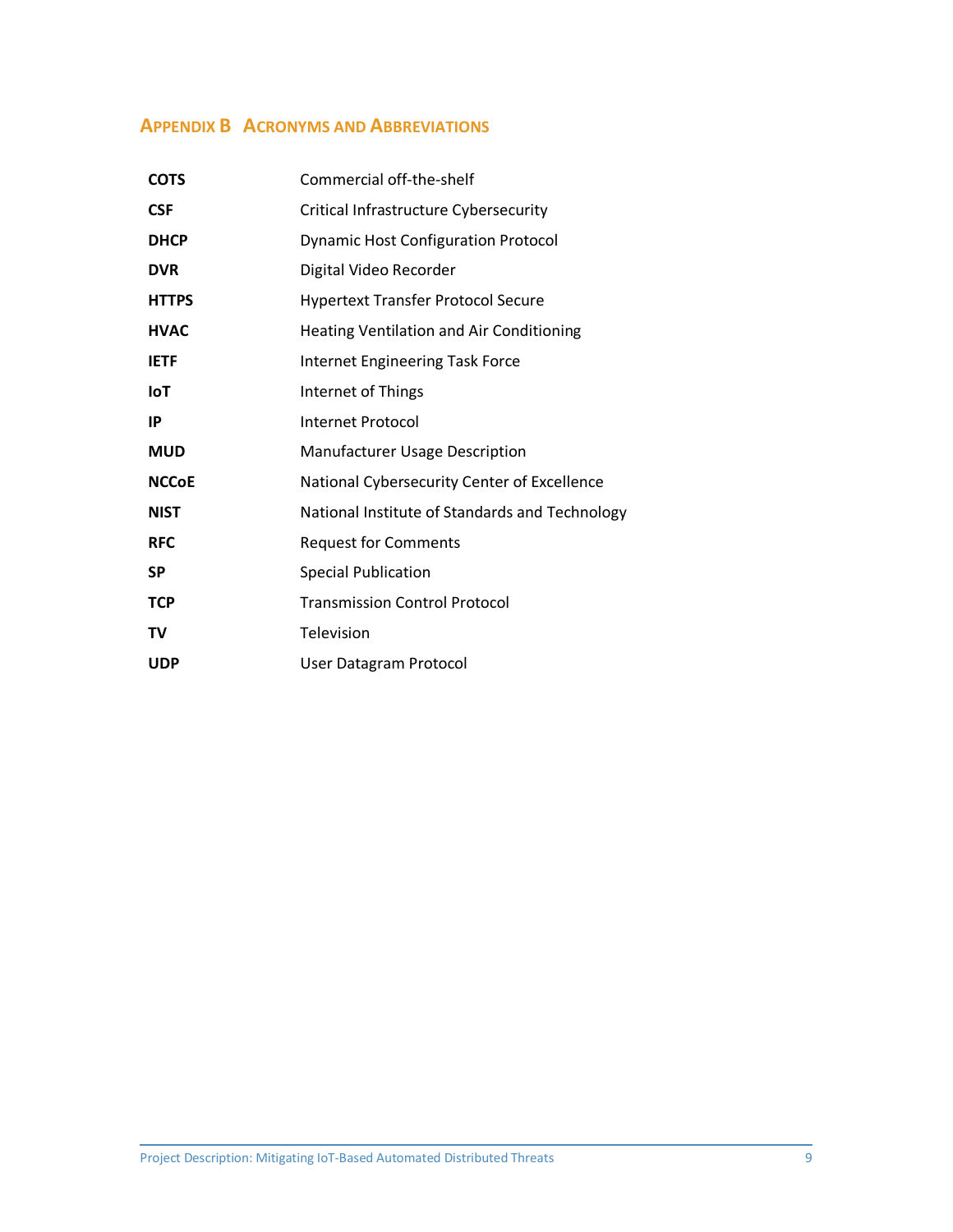## Appendix B Acronyms and Abbreviations

| | |
|---|---|
| **COTS** | Commercial off-the-shelf |
| **CSF** | Critical Infrastructure Cybersecurity |
| **DHCP** | Dynamic Host Configuration Protocol |
| **DVR** | Digital Video Recorder |
| **HTTPS** | Hypertext Transfer Protocol Secure |
| **HVAC** | Heating Ventilation and Air Conditioning |
| **IETF** | Internet Engineering Task Force |
| **IoT** | Internet of Things |
| **IP** | Internet Protocol |
| **MUD** | Manufacturer Usage Description |
| **NCCoE** | National Cybersecurity Center of Excellence |
| **NIST** | National Institute of Standards and Technology |
| **RFC** | Request for Comments |
| **SP** | Special Publication |
| **TCP** | Transmission Control Protocol |
| **TV** | Television |
| **UDP** | User Datagram Protocol |